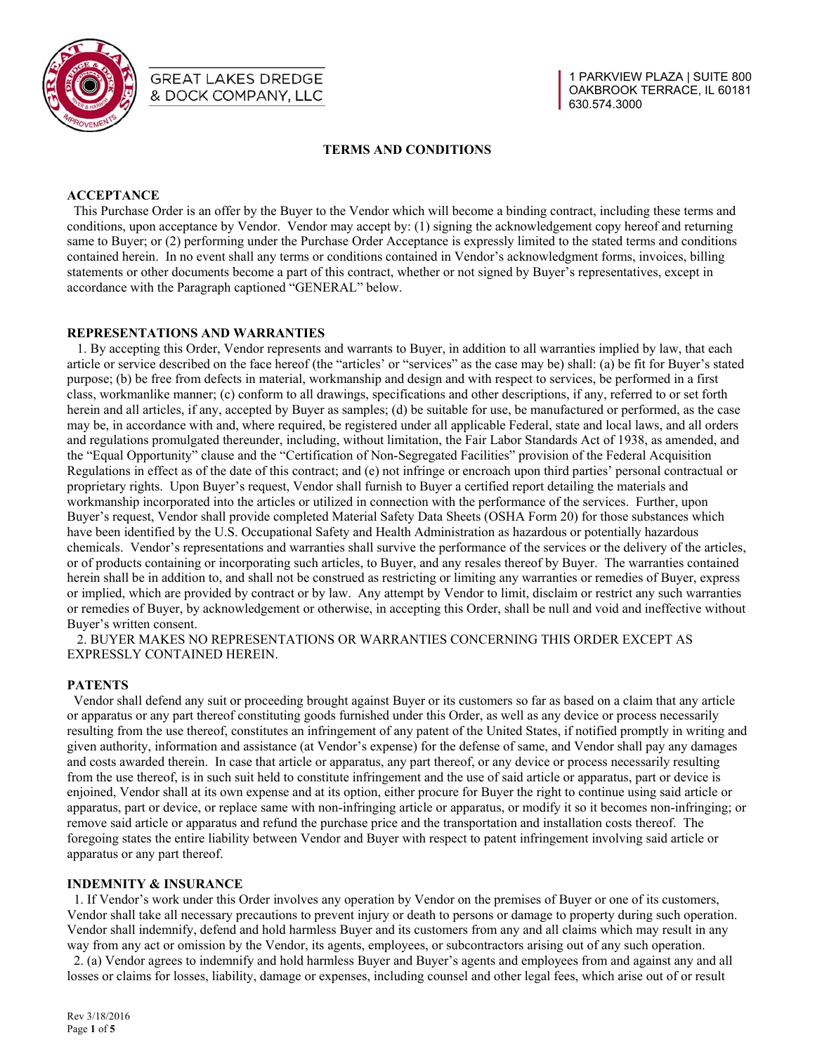GREAT LAKES DREDGE & DOCK COMPANY, LLC

1 PARKVIEW PLAZA | SUITE 800
OAKBROOK TERRACE, IL 60181
630.574.3000

# TERMS AND CONDITIONS

## ACCEPTANCE

This Purchase Order is an offer by the Buyer to the Vendor which will become a binding contract, including these terms and conditions, upon acceptance by Vendor. Vendor may accept by: (1) signing the acknowledgement copy hereof and returning same to Buyer; or (2) performing under the Purchase Order Acceptance is expressly limited to the stated terms and conditions contained herein. In no event shall any terms or conditions contained in Vendor's acknowledgment forms, invoices, billing statements or other documents become a part of this contract, whether or not signed by Buyer's representatives, except in accordance with the Paragraph captioned "GENERAL" below.

## REPRESENTATIONS AND WARRANTIES

1. By accepting this Order, Vendor represents and warrants to Buyer, in addition to all warranties implied by law, that each article or service described on the face hereof (the "articles' or "services" as the case may be) shall: (a) be fit for Buyer's stated purpose; (b) be free from defects in material, workmanship and design and with respect to services, be performed in a first class, workmanlike manner; (c) conform to all drawings, specifications and other descriptions, if any, referred to or set forth herein and all articles, if any, accepted by Buyer as samples; (d) be suitable for use, be manufactured or performed, as the case may be, in accordance with and, where required, be registered under all applicable Federal, state and local laws, and all orders and regulations promulgated thereunder, including, without limitation, the Fair Labor Standards Act of 1938, as amended, and the "Equal Opportunity" clause and the "Certification of Non-Segregated Facilities" provision of the Federal Acquisition Regulations in effect as of the date of this contract; and (e) not infringe or encroach upon third parties' personal contractual or proprietary rights. Upon Buyer's request, Vendor shall furnish to Buyer a certified report detailing the materials and workmanship incorporated into the articles or utilized in connection with the performance of the services. Further, upon Buyer's request, Vendor shall provide completed Material Safety Data Sheets (OSHA Form 20) for those substances which have been identified by the U.S. Occupational Safety and Health Administration as hazardous or potentially hazardous chemicals. Vendor's representations and warranties shall survive the performance of the services or the delivery of the articles, or of products containing or incorporating such articles, to Buyer, and any resales thereof by Buyer. The warranties contained herein shall be in addition to, and shall not be construed as restricting or limiting any warranties or remedies of Buyer, express or implied, which are provided by contract or by law. Any attempt by Vendor to limit, disclaim or restrict any such warranties or remedies of Buyer, by acknowledgement or otherwise, in accepting this Order, shall be null and void and ineffective without Buyer's written consent.

2. BUYER MAKES NO REPRESENTATIONS OR WARRANTIES CONCERNING THIS ORDER EXCEPT AS EXPRESSLY CONTAINED HEREIN.

## PATENTS

Vendor shall defend any suit or proceeding brought against Buyer or its customers so far as based on a claim that any article or apparatus or any part thereof constituting goods furnished under this Order, as well as any device or process necessarily resulting from the use thereof, constitutes an infringement of any patent of the United States, if notified promptly in writing and given authority, information and assistance (at Vendor's expense) for the defense of same, and Vendor shall pay any damages and costs awarded therein. In case that article or apparatus, any part thereof, or any device or process necessarily resulting from the use thereof, is in such suit held to constitute infringement and the use of said article or apparatus, part or device is enjoined, Vendor shall at its own expense and at its option, either procure for Buyer the right to continue using said article or apparatus, part or device, or replace same with non-infringing article or apparatus, or modify it so it becomes non-infringing; or remove said article or apparatus and refund the purchase price and the transportation and installation costs thereof. The foregoing states the entire liability between Vendor and Buyer with respect to patent infringement involving said article or apparatus or any part thereof.

## INDEMNITY & INSURANCE

1. If Vendor's work under this Order involves any operation by Vendor on the premises of Buyer or one of its customers, Vendor shall take all necessary precautions to prevent injury or death to persons or damage to property during such operation. Vendor shall indemnify, defend and hold harmless Buyer and its customers from any and all claims which may result in any way from any act or omission by the Vendor, its agents, employees, or subcontractors arising out of any such operation.

2. (a) Vendor agrees to indemnify and hold harmless Buyer and Buyer's agents and employees from and against any and all losses or claims for losses, liability, damage or expenses, including counsel and other legal fees, which arise out of or result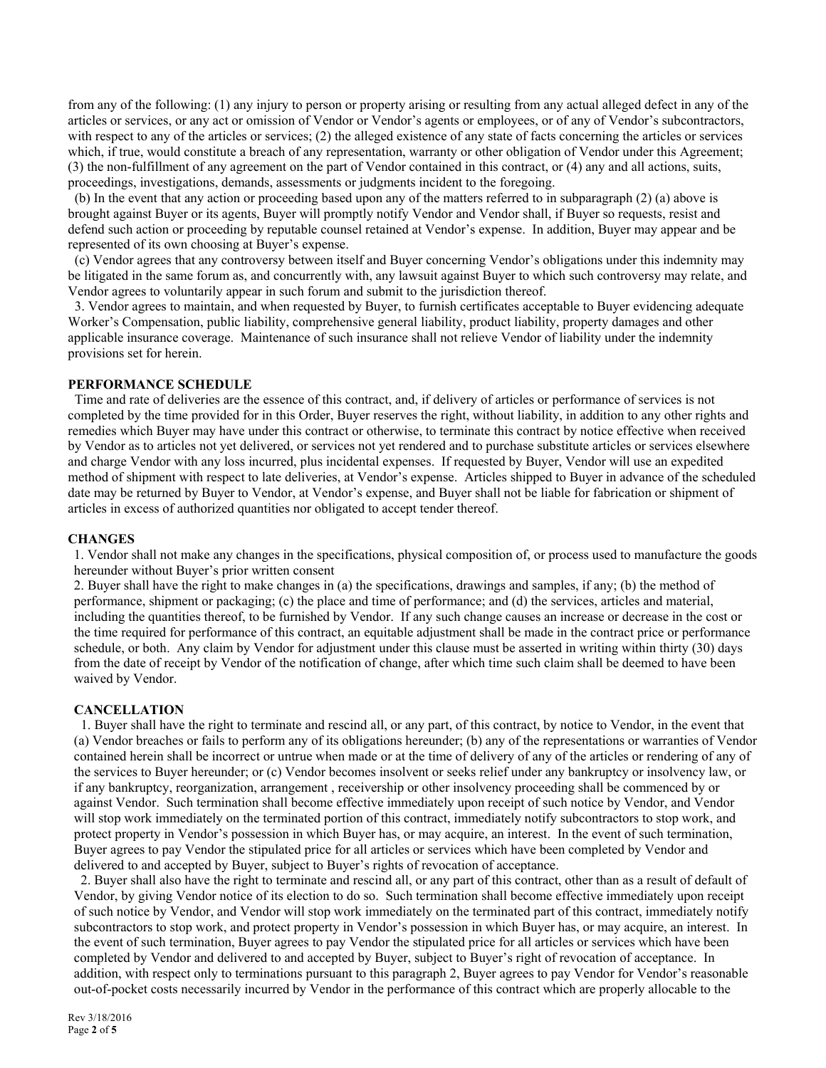from any of the following: (1) any injury to person or property arising or resulting from any actual alleged defect in any of the articles or services, or any act or omission of Vendor or Vendor's agents or employees, or of any of Vendor's subcontractors, with respect to any of the articles or services; (2) the alleged existence of any state of facts concerning the articles or services which, if true, would constitute a breach of any representation, warranty or other obligation of Vendor under this Agreement; (3) the non-fulfillment of any agreement on the part of Vendor contained in this contract, or (4) any and all actions, suits, proceedings, investigations, demands, assessments or judgments incident to the foregoing.

(b) In the event that any action or proceeding based upon any of the matters referred to in subparagraph (2) (a) above is brought against Buyer or its agents, Buyer will promptly notify Vendor and Vendor shall, if Buyer so requests, resist and defend such action or proceeding by reputable counsel retained at Vendor's expense. In addition, Buyer may appear and be represented of its own choosing at Buyer's expense.

(c) Vendor agrees that any controversy between itself and Buyer concerning Vendor's obligations under this indemnity may be litigated in the same forum as, and concurrently with, any lawsuit against Buyer to which such controversy may relate, and Vendor agrees to voluntarily appear in such forum and submit to the jurisdiction thereof.

3. Vendor agrees to maintain, and when requested by Buyer, to furnish certificates acceptable to Buyer evidencing adequate Worker's Compensation, public liability, comprehensive general liability, product liability, property damages and other applicable insurance coverage. Maintenance of such insurance shall not relieve Vendor of liability under the indemnity provisions set for herein.

**PERFORMANCE SCHEDULE**

Time and rate of deliveries are the essence of this contract, and, if delivery of articles or performance of services is not completed by the time provided for in this Order, Buyer reserves the right, without liability, in addition to any other rights and remedies which Buyer may have under this contract or otherwise, to terminate this contract by notice effective when received by Vendor as to articles not yet delivered, or services not yet rendered and to purchase substitute articles or services elsewhere and charge Vendor with any loss incurred, plus incidental expenses. If requested by Buyer, Vendor will use an expedited method of shipment with respect to late deliveries, at Vendor's expense. Articles shipped to Buyer in advance of the scheduled date may be returned by Buyer to Vendor, at Vendor's expense, and Buyer shall not be liable for fabrication or shipment of articles in excess of authorized quantities nor obligated to accept tender thereof.

**CHANGES**

1. Vendor shall not make any changes in the specifications, physical composition of, or process used to manufacture the goods hereunder without Buyer's prior written consent

2. Buyer shall have the right to make changes in (a) the specifications, drawings and samples, if any; (b) the method of performance, shipment or packaging; (c) the place and time of performance; and (d) the services, articles and material, including the quantities thereof, to be furnished by Vendor. If any such change causes an increase or decrease in the cost or the time required for performance of this contract, an equitable adjustment shall be made in the contract price or performance schedule, or both. Any claim by Vendor for adjustment under this clause must be asserted in writing within thirty (30) days from the date of receipt by Vendor of the notification of change, after which time such claim shall be deemed to have been waived by Vendor.

**CANCELLATION**

1. Buyer shall have the right to terminate and rescind all, or any part, of this contract, by notice to Vendor, in the event that (a) Vendor breaches or fails to perform any of its obligations hereunder; (b) any of the representations or warranties of Vendor contained herein shall be incorrect or untrue when made or at the time of delivery of any of the articles or rendering of any of the services to Buyer hereunder; or (c) Vendor becomes insolvent or seeks relief under any bankruptcy or insolvency law, or if any bankruptcy, reorganization, arrangement , receivership or other insolvency proceeding shall be commenced by or against Vendor. Such termination shall become effective immediately upon receipt of such notice by Vendor, and Vendor will stop work immediately on the terminated portion of this contract, immediately notify subcontractors to stop work, and protect property in Vendor's possession in which Buyer has, or may acquire, an interest. In the event of such termination, Buyer agrees to pay Vendor the stipulated price for all articles or services which have been completed by Vendor and delivered to and accepted by Buyer, subject to Buyer's rights of revocation of acceptance.

2. Buyer shall also have the right to terminate and rescind all, or any part of this contract, other than as a result of default of Vendor, by giving Vendor notice of its election to do so. Such termination shall become effective immediately upon receipt of such notice by Vendor, and Vendor will stop work immediately on the terminated part of this contract, immediately notify subcontractors to stop work, and protect property in Vendor's possession in which Buyer has, or may acquire, an interest. In the event of such termination, Buyer agrees to pay Vendor the stipulated price for all articles or services which have been completed by Vendor and delivered to and accepted by Buyer, subject to Buyer's right of revocation of acceptance. In addition, with respect only to terminations pursuant to this paragraph 2, Buyer agrees to pay Vendor for Vendor's reasonable out-of-pocket costs necessarily incurred by Vendor in the performance of this contract which are properly allocable to the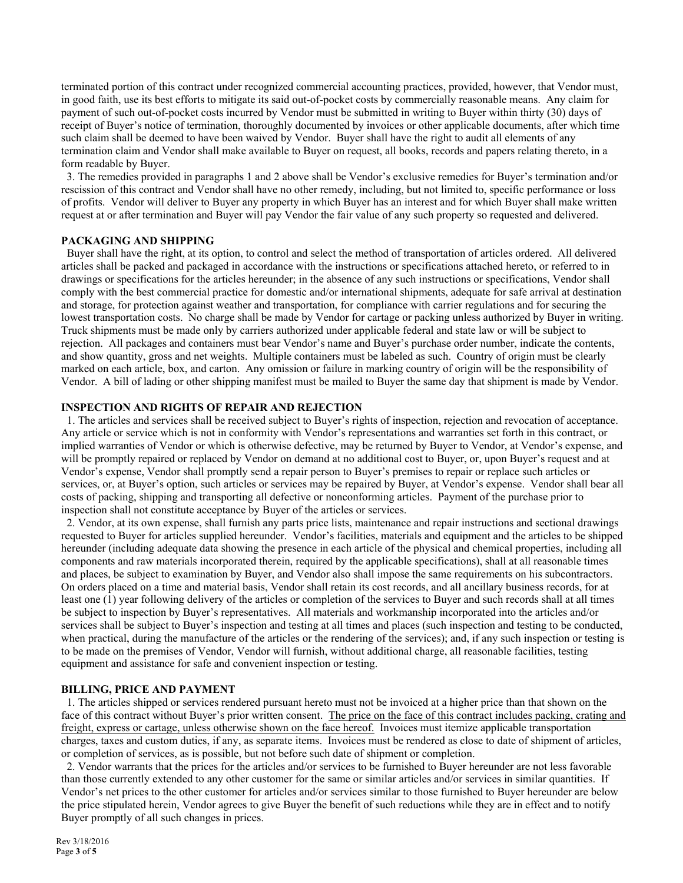terminated portion of this contract under recognized commercial accounting practices, provided, however, that Vendor must, in good faith, use its best efforts to mitigate its said out-of-pocket costs by commercially reasonable means. Any claim for payment of such out-of-pocket costs incurred by Vendor must be submitted in writing to Buyer within thirty (30) days of receipt of Buyer's notice of termination, thoroughly documented by invoices or other applicable documents, after which time such claim shall be deemed to have been waived by Vendor. Buyer shall have the right to audit all elements of any termination claim and Vendor shall make available to Buyer on request, all books, records and papers relating thereto, in a form readable by Buyer.

3. The remedies provided in paragraphs 1 and 2 above shall be Vendor's exclusive remedies for Buyer's termination and/or rescission of this contract and Vendor shall have no other remedy, including, but not limited to, specific performance or loss of profits. Vendor will deliver to Buyer any property in which Buyer has an interest and for which Buyer shall make written request at or after termination and Buyer will pay Vendor the fair value of any such property so requested and delivered.

**PACKAGING AND SHIPPING**

Buyer shall have the right, at its option, to control and select the method of transportation of articles ordered. All delivered articles shall be packed and packaged in accordance with the instructions or specifications attached hereto, or referred to in drawings or specifications for the articles hereunder; in the absence of any such instructions or specifications, Vendor shall comply with the best commercial practice for domestic and/or international shipments, adequate for safe arrival at destination and storage, for protection against weather and transportation, for compliance with carrier regulations and for securing the lowest transportation costs. No charge shall be made by Vendor for cartage or packing unless authorized by Buyer in writing. Truck shipments must be made only by carriers authorized under applicable federal and state law or will be subject to rejection. All packages and containers must bear Vendor's name and Buyer's purchase order number, indicate the contents, and show quantity, gross and net weights. Multiple containers must be labeled as such. Country of origin must be clearly marked on each article, box, and carton. Any omission or failure in marking country of origin will be the responsibility of Vendor. A bill of lading or other shipping manifest must be mailed to Buyer the same day that shipment is made by Vendor.

**INSPECTION AND RIGHTS OF REPAIR AND REJECTION**

1. The articles and services shall be received subject to Buyer's rights of inspection, rejection and revocation of acceptance. Any article or service which is not in conformity with Vendor's representations and warranties set forth in this contract, or implied warranties of Vendor or which is otherwise defective, may be returned by Buyer to Vendor, at Vendor's expense, and will be promptly repaired or replaced by Vendor on demand at no additional cost to Buyer, or, upon Buyer's request and at Vendor's expense, Vendor shall promptly send a repair person to Buyer's premises to repair or replace such articles or services, or, at Buyer's option, such articles or services may be repaired by Buyer, at Vendor's expense. Vendor shall bear all costs of packing, shipping and transporting all defective or nonconforming articles. Payment of the purchase prior to inspection shall not constitute acceptance by Buyer of the articles or services.

2. Vendor, at its own expense, shall furnish any parts price lists, maintenance and repair instructions and sectional drawings requested to Buyer for articles supplied hereunder. Vendor's facilities, materials and equipment and the articles to be shipped hereunder (including adequate data showing the presence in each article of the physical and chemical properties, including all components and raw materials incorporated therein, required by the applicable specifications), shall at all reasonable times and places, be subject to examination by Buyer, and Vendor also shall impose the same requirements on his subcontractors. On orders placed on a time and material basis, Vendor shall retain its cost records, and all ancillary business records, for at least one (1) year following delivery of the articles or completion of the services to Buyer and such records shall at all times be subject to inspection by Buyer's representatives. All materials and workmanship incorporated into the articles and/or services shall be subject to Buyer's inspection and testing at all times and places (such inspection and testing to be conducted, when practical, during the manufacture of the articles or the rendering of the services); and, if any such inspection or testing is to be made on the premises of Vendor, Vendor will furnish, without additional charge, all reasonable facilities, testing equipment and assistance for safe and convenient inspection or testing.

**BILLING, PRICE AND PAYMENT**

1. The articles shipped or services rendered pursuant hereto must not be invoiced at a higher price than that shown on the face of this contract without Buyer's prior written consent. The price on the face of this contract includes packing, crating and freight, express or cartage, unless otherwise shown on the face hereof. Invoices must itemize applicable transportation charges, taxes and custom duties, if any, as separate items. Invoices must be rendered as close to date of shipment of articles, or completion of services, as is possible, but not before such date of shipment or completion.

2. Vendor warrants that the prices for the articles and/or services to be furnished to Buyer hereunder are not less favorable than those currently extended to any other customer for the same or similar articles and/or services in similar quantities. If Vendor's net prices to the other customer for articles and/or services similar to those furnished to Buyer hereunder are below the price stipulated herein, Vendor agrees to give Buyer the benefit of such reductions while they are in effect and to notify Buyer promptly of all such changes in prices.

Rev 3/18/2016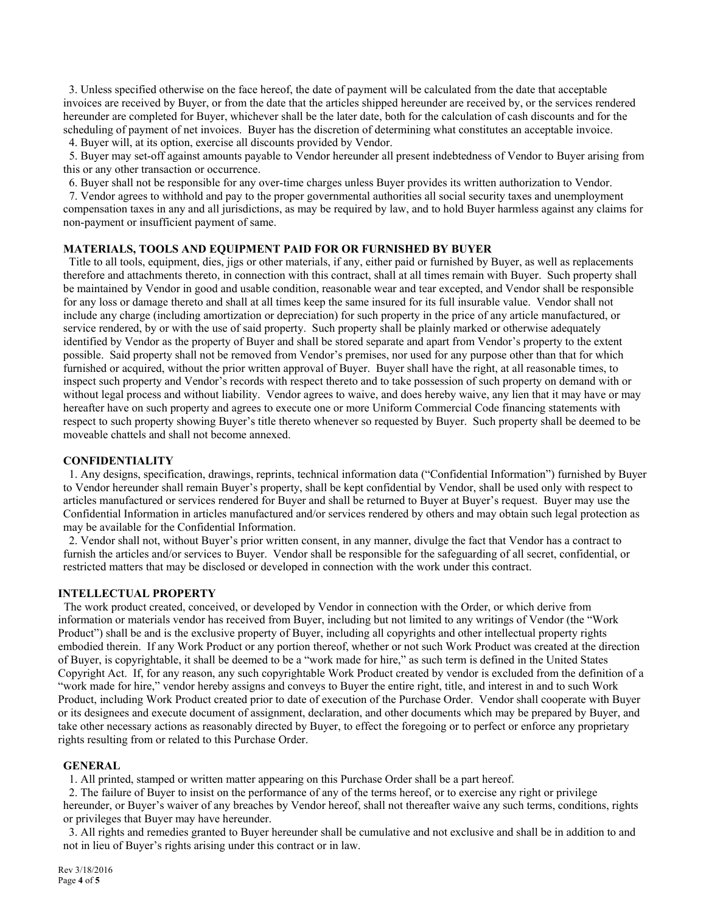3. Unless specified otherwise on the face hereof, the date of payment will be calculated from the date that acceptable invoices are received by Buyer, or from the date that the articles shipped hereunder are received by, or the services rendered hereunder are completed for Buyer, whichever shall be the later date, both for the calculation of cash discounts and for the scheduling of payment of net invoices. Buyer has the discretion of determining what constitutes an acceptable invoice.

4. Buyer will, at its option, exercise all discounts provided by Vendor.

5. Buyer may set-off against amounts payable to Vendor hereunder all present indebtedness of Vendor to Buyer arising from this or any other transaction or occurrence.

6. Buyer shall not be responsible for any over-time charges unless Buyer provides its written authorization to Vendor.

7. Vendor agrees to withhold and pay to the proper governmental authorities all social security taxes and unemployment compensation taxes in any and all jurisdictions, as may be required by law, and to hold Buyer harmless against any claims for non-payment or insufficient payment of same.

**MATERIALS, TOOLS AND EQUIPMENT PAID FOR OR FURNISHED BY BUYER**

Title to all tools, equipment, dies, jigs or other materials, if any, either paid or furnished by Buyer, as well as replacements therefore and attachments thereto, in connection with this contract, shall at all times remain with Buyer. Such property shall be maintained by Vendor in good and usable condition, reasonable wear and tear excepted, and Vendor shall be responsible for any loss or damage thereto and shall at all times keep the same insured for its full insurable value. Vendor shall not include any charge (including amortization or depreciation) for such property in the price of any article manufactured, or service rendered, by or with the use of said property. Such property shall be plainly marked or otherwise adequately identified by Vendor as the property of Buyer and shall be stored separate and apart from Vendor's property to the extent possible. Said property shall not be removed from Vendor's premises, nor used for any purpose other than that for which furnished or acquired, without the prior written approval of Buyer. Buyer shall have the right, at all reasonable times, to inspect such property and Vendor's records with respect thereto and to take possession of such property on demand with or without legal process and without liability. Vendor agrees to waive, and does hereby waive, any lien that it may have or may hereafter have on such property and agrees to execute one or more Uniform Commercial Code financing statements with respect to such property showing Buyer's title thereto whenever so requested by Buyer. Such property shall be deemed to be moveable chattels and shall not become annexed.

**CONFIDENTIALITY**

1. Any designs, specification, drawings, reprints, technical information data ("Confidential Information") furnished by Buyer to Vendor hereunder shall remain Buyer's property, shall be kept confidential by Vendor, shall be used only with respect to articles manufactured or services rendered for Buyer and shall be returned to Buyer at Buyer's request. Buyer may use the Confidential Information in articles manufactured and/or services rendered by others and may obtain such legal protection as may be available for the Confidential Information.

2. Vendor shall not, without Buyer's prior written consent, in any manner, divulge the fact that Vendor has a contract to furnish the articles and/or services to Buyer. Vendor shall be responsible for the safeguarding of all secret, confidential, or restricted matters that may be disclosed or developed in connection with the work under this contract.

**INTELLECTUAL PROPERTY**

The work product created, conceived, or developed by Vendor in connection with the Order, or which derive from information or materials vendor has received from Buyer, including but not limited to any writings of Vendor (the "Work Product") shall be and is the exclusive property of Buyer, including all copyrights and other intellectual property rights embodied therein. If any Work Product or any portion thereof, whether or not such Work Product was created at the direction of Buyer, is copyrightable, it shall be deemed to be a "work made for hire," as such term is defined in the United States Copyright Act. If, for any reason, any such copyrightable Work Product created by vendor is excluded from the definition of a "work made for hire," vendor hereby assigns and conveys to Buyer the entire right, title, and interest in and to such Work Product, including Work Product created prior to date of execution of the Purchase Order. Vendor shall cooperate with Buyer or its designees and execute document of assignment, declaration, and other documents which may be prepared by Buyer, and take other necessary actions as reasonably directed by Buyer, to effect the foregoing or to perfect or enforce any proprietary rights resulting from or related to this Purchase Order.

**GENERAL**

1. All printed, stamped or written matter appearing on this Purchase Order shall be a part hereof.

2. The failure of Buyer to insist on the performance of any of the terms hereof, or to exercise any right or privilege hereunder, or Buyer's waiver of any breaches by Vendor hereof, shall not thereafter waive any such terms, conditions, rights or privileges that Buyer may have hereunder.

3. All rights and remedies granted to Buyer hereunder shall be cumulative and not exclusive and shall be in addition to and not in lieu of Buyer's rights arising under this contract or in law.

Rev 3/18/2016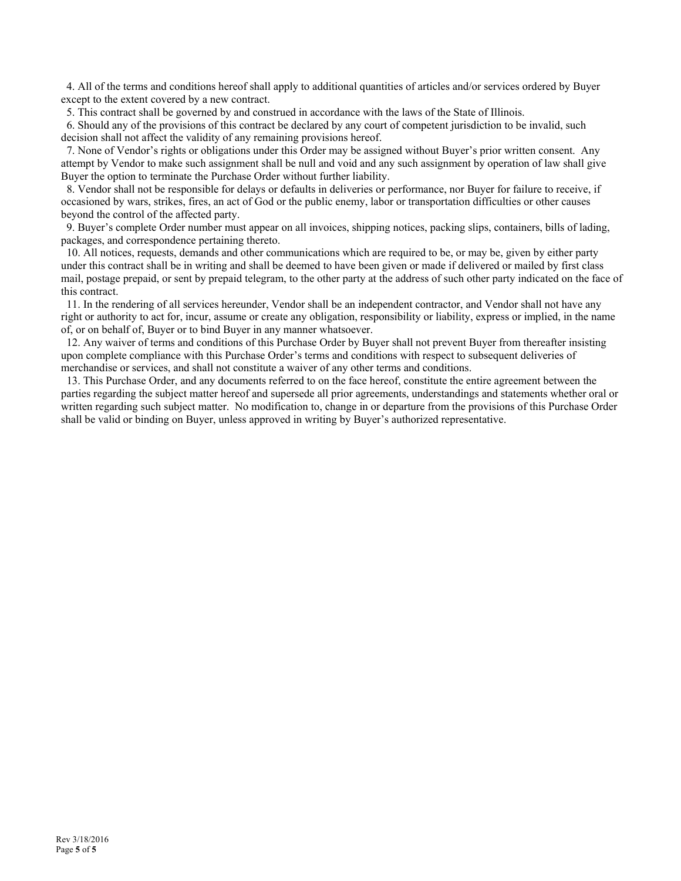4. All of the terms and conditions hereof shall apply to additional quantities of articles and/or services ordered by Buyer except to the extent covered by a new contract.

5. This contract shall be governed by and construed in accordance with the laws of the State of Illinois.

6. Should any of the provisions of this contract be declared by any court of competent jurisdiction to be invalid, such decision shall not affect the validity of any remaining provisions hereof.

7. None of Vendor's rights or obligations under this Order may be assigned without Buyer's prior written consent. Any attempt by Vendor to make such assignment shall be null and void and any such assignment by operation of law shall give Buyer the option to terminate the Purchase Order without further liability.

8. Vendor shall not be responsible for delays or defaults in deliveries or performance, nor Buyer for failure to receive, if occasioned by wars, strikes, fires, an act of God or the public enemy, labor or transportation difficulties or other causes beyond the control of the affected party.

9. Buyer's complete Order number must appear on all invoices, shipping notices, packing slips, containers, bills of lading, packages, and correspondence pertaining thereto.

10. All notices, requests, demands and other communications which are required to be, or may be, given by either party under this contract shall be in writing and shall be deemed to have been given or made if delivered or mailed by first class mail, postage prepaid, or sent by prepaid telegram, to the other party at the address of such other party indicated on the face of this contract.

11. In the rendering of all services hereunder, Vendor shall be an independent contractor, and Vendor shall not have any right or authority to act for, incur, assume or create any obligation, responsibility or liability, express or implied, in the name of, or on behalf of, Buyer or to bind Buyer in any manner whatsoever.

12. Any waiver of terms and conditions of this Purchase Order by Buyer shall not prevent Buyer from thereafter insisting upon complete compliance with this Purchase Order's terms and conditions with respect to subsequent deliveries of merchandise or services, and shall not constitute a waiver of any other terms and conditions.

13. This Purchase Order, and any documents referred to on the face hereof, constitute the entire agreement between the parties regarding the subject matter hereof and supersede all prior agreements, understandings and statements whether oral or written regarding such subject matter. No modification to, change in or departure from the provisions of this Purchase Order shall be valid or binding on Buyer, unless approved in writing by Buyer's authorized representative.

Rev 3/18/2016